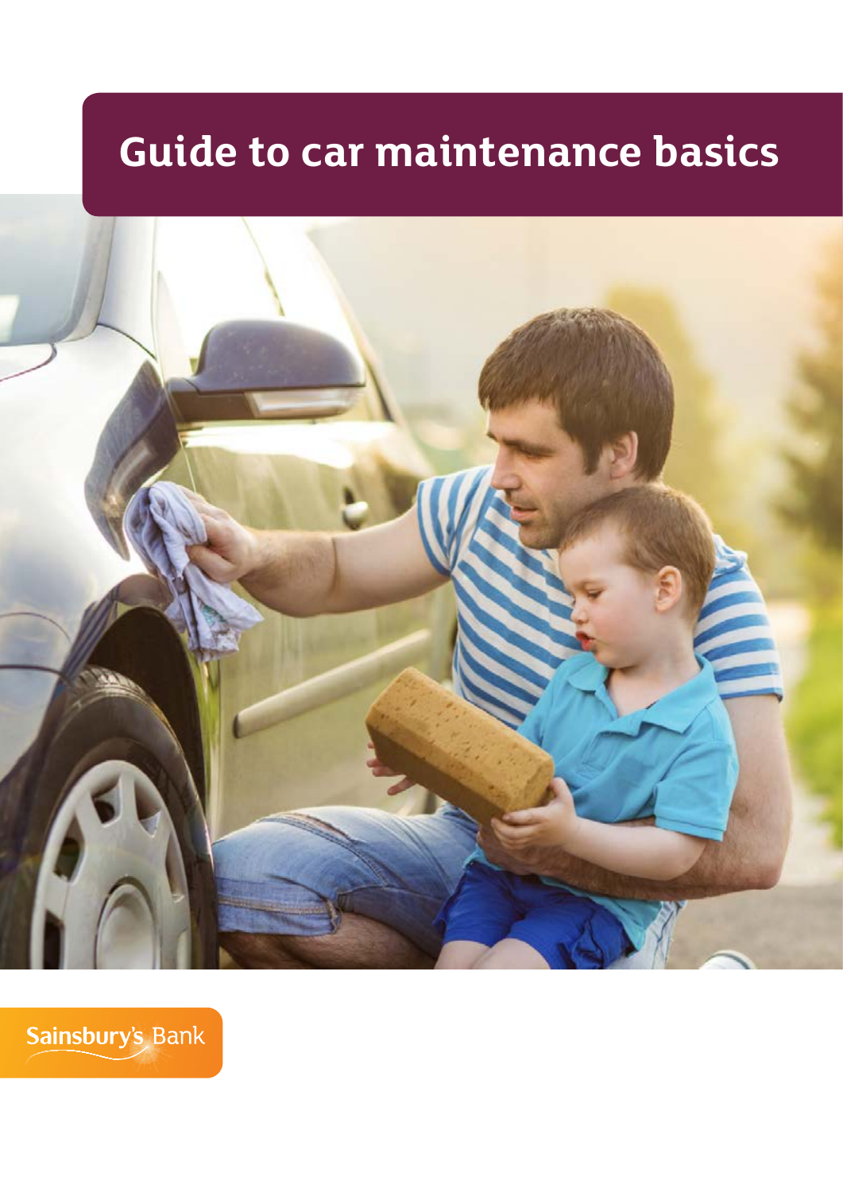# Guide to car maintenance basics

Sainsbury's Bank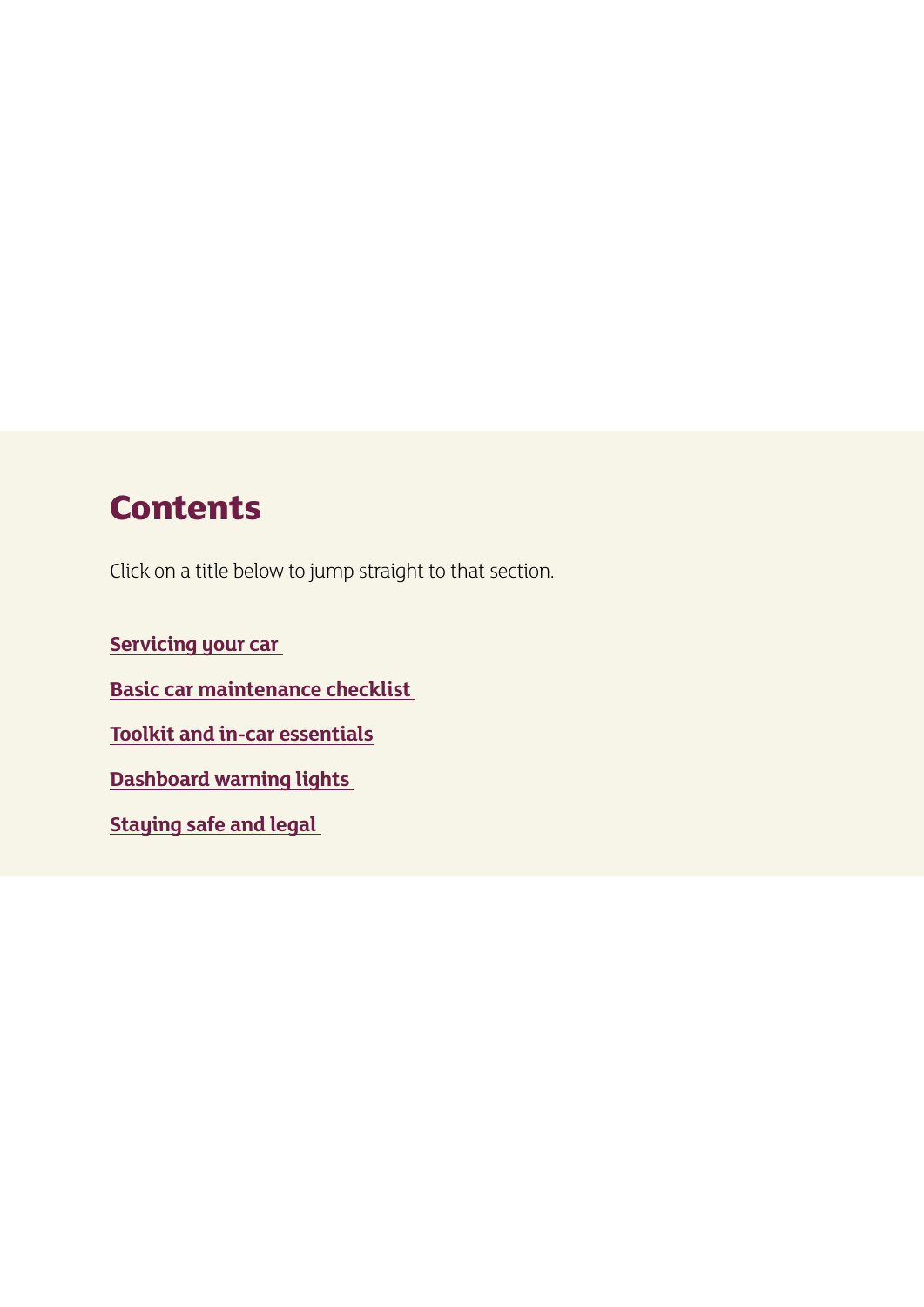# Contents

Click on a title below to jump straight to that section.

**Servicing your car**

**Basic car maintenance checklist**

**Toolkit and in-car essentials**

**Dashboard warning lights**

**Staying safe and legal**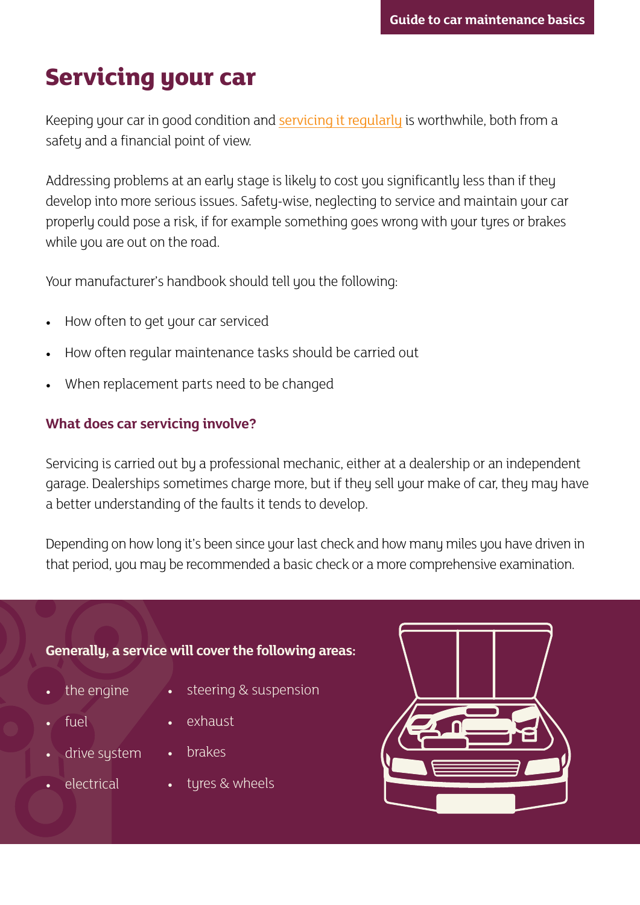# Servicing your car

Keeping your car in good condition and servicing it regularly is worthwhile, both from a safety and a financial point of view.

Addressing problems at an early stage is likely to cost you significantly less than if they develop into more serious issues. Safety-wise, neglecting to service and maintain your car properly could pose a risk, if for example something goes wrong with your tyres or brakes while you are out on the road.

Your manufacturer's handbook should tell you the following:

- How often to get your car serviced
- How often regular maintenance tasks should be carried out
- When replacement parts need to be changed

### What does car servicing involve?

Servicing is carried out by a professional mechanic, either at a dealership or an independent garage. Dealerships sometimes charge more, but if they sell your make of car, they may have a better understanding of the faults it tends to develop.

Depending on how long it's been since your last check and how many miles you have driven in that period, you may be recommended a basic check or a more comprehensive examination.

**Generally, a service will cover the following areas:**

- the engine
- fuel
- drive system
- electrical
- steering & suspension
- exhaust
- brakes
- tyres & wheels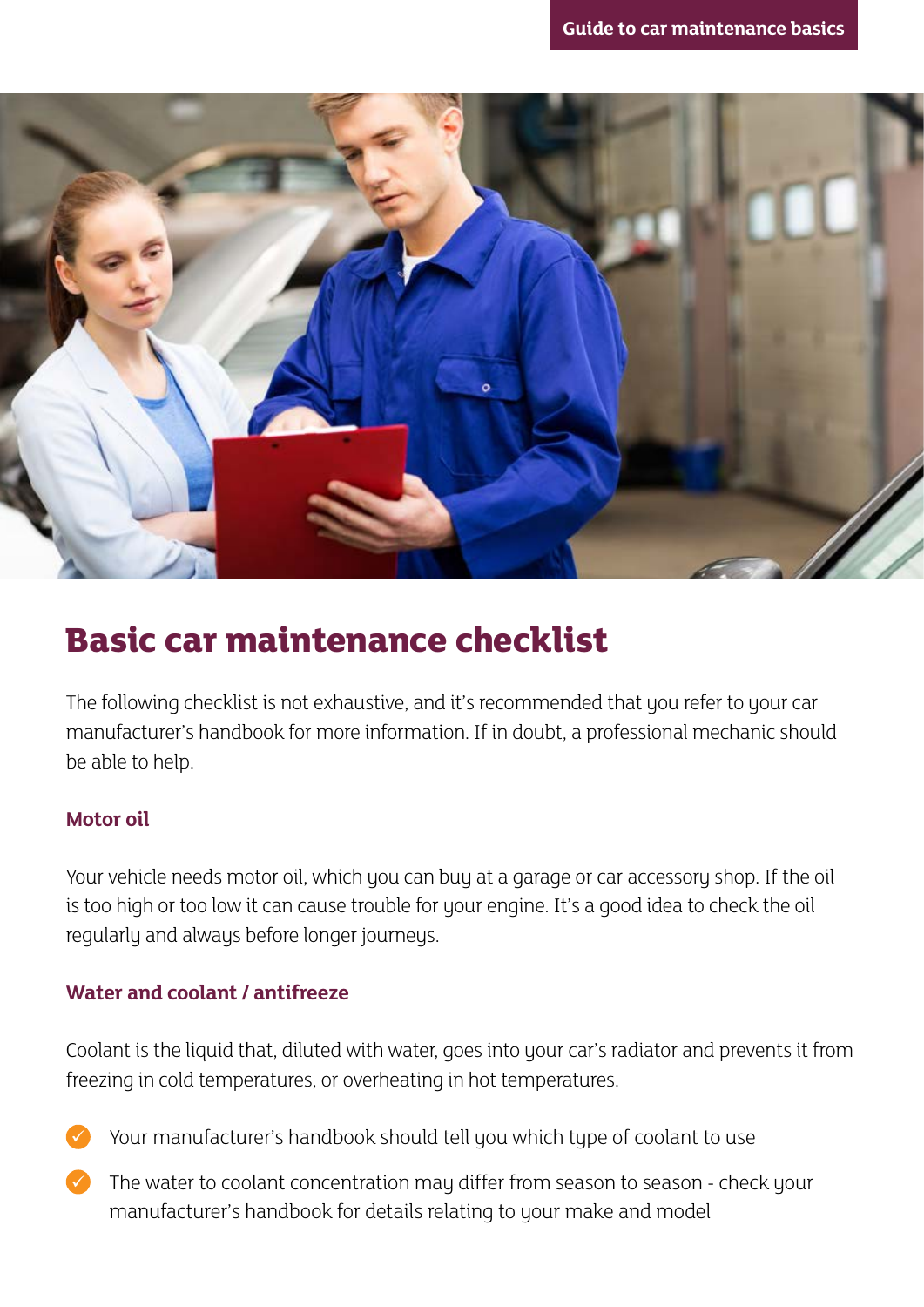# Basic car maintenance checklist

The following checklist is not exhaustive, and it's recommended that you refer to your car manufacturer's handbook for more information. If in doubt, a professional mechanic should be able to help.

### Motor oil

Your vehicle needs motor oil, which you can buy at a garage or car accessory shop. If the oil is too high or too low it can cause trouble for your engine. It's a good idea to check the oil regularly and always before longer journeys.

### Water and coolant / antifreeze

Coolant is the liquid that, diluted with water, goes into your car's radiator and prevents it from freezing in cold temperatures, or overheating in hot temperatures.

- Your manufacturer's handbook should tell you which type of coolant to use
- The water to coolant concentration may differ from season to season - check your manufacturer's handbook for details relating to your make and model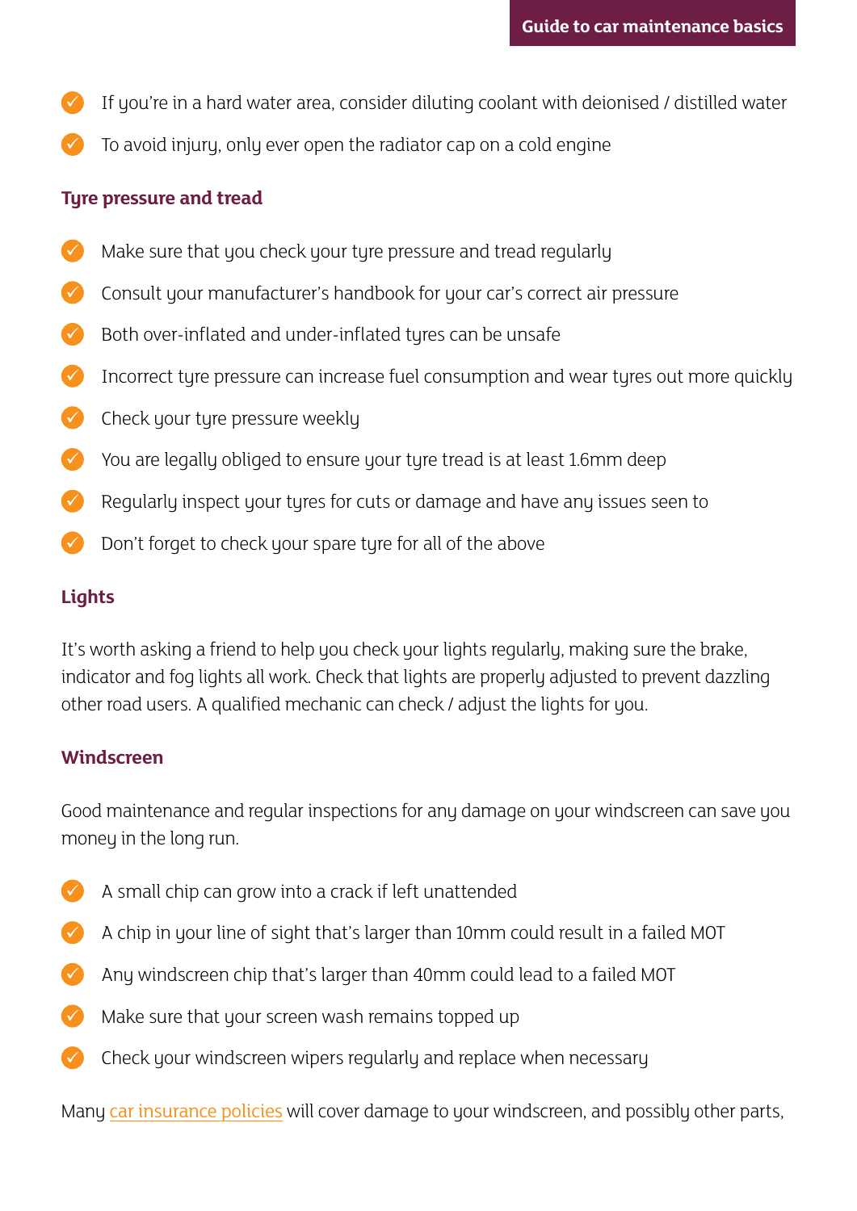- If you're in a hard water area, consider diluting coolant with deionised / distilled water
- To avoid injury, only ever open the radiator cap on a cold engine

### Tyre pressure and tread

- Make sure that you check your tyre pressure and tread regularly
- Consult your manufacturer's handbook for your car's correct air pressure
- Both over-inflated and under-inflated tyres can be unsafe
- Incorrect tyre pressure can increase fuel consumption and wear tyres out more quickly
- Check your tyre pressure weekly
- You are legally obliged to ensure your tyre tread is at least 1.6mm deep
- Regularly inspect your tyres for cuts or damage and have any issues seen to
- Don't forget to check your spare tyre for all of the above

### Lights

It's worth asking a friend to help you check your lights regularly, making sure the brake, indicator and fog lights all work. Check that lights are properly adjusted to prevent dazzling other road users. A qualified mechanic can check / adjust the lights for you.

### Windscreen

Good maintenance and regular inspections for any damage on your windscreen can save you money in the long run.

- A small chip can grow into a crack if left unattended
- A chip in your line of sight that's larger than 10mm could result in a failed MOT
- Any windscreen chip that's larger than 40mm could lead to a failed MOT
- Make sure that your screen wash remains topped up
- Check your windscreen wipers regularly and replace when necessary

Many car insurance policies will cover damage to your windscreen, and possibly other parts,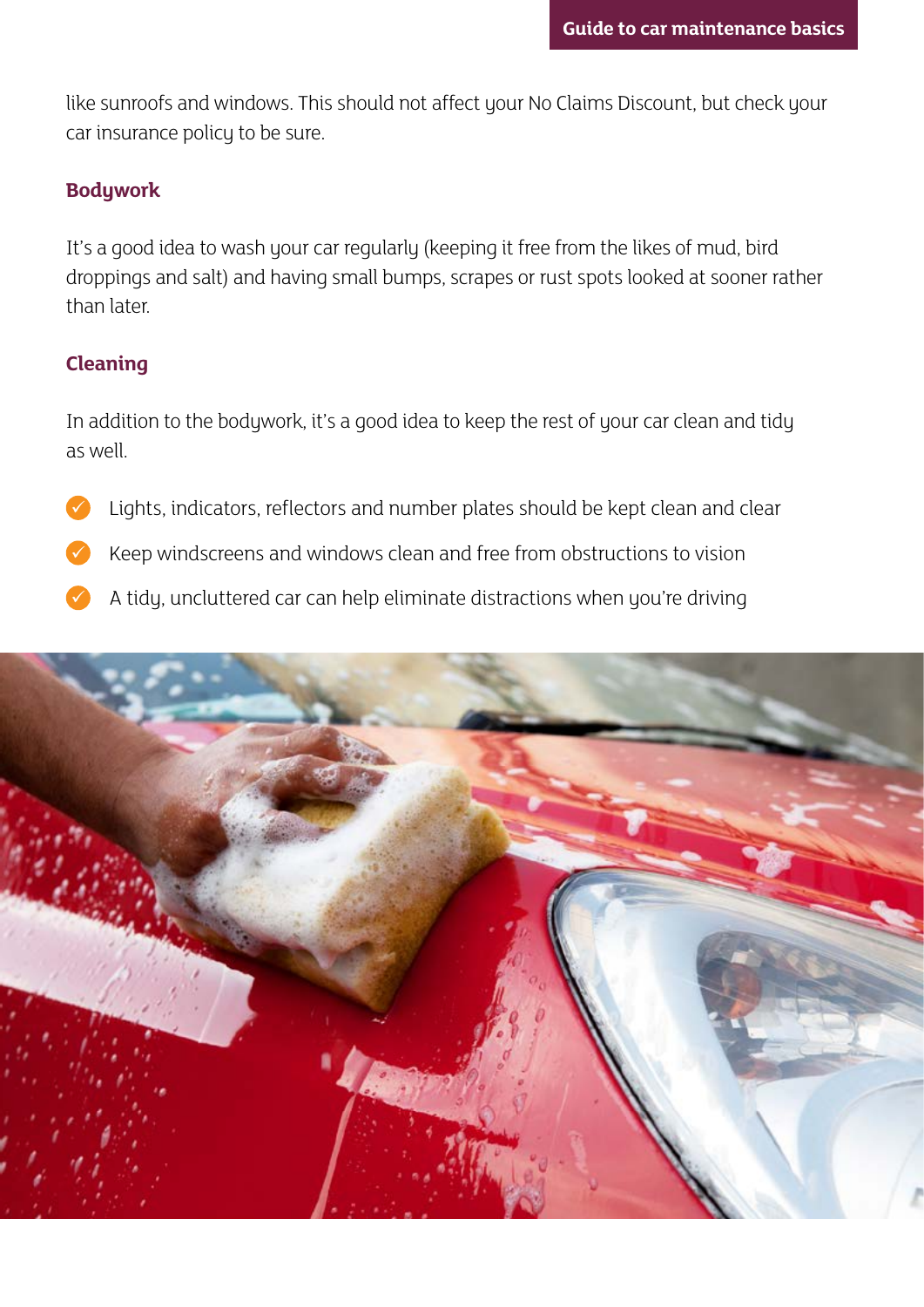like sunroofs and windows. This should not affect your No Claims Discount, but check your car insurance policy to be sure.

## Bodywork

It's a good idea to wash your car regularly (keeping it free from the likes of mud, bird droppings and salt) and having small bumps, scrapes or rust spots looked at sooner rather than later.

## Cleaning

In addition to the bodywork, it's a good idea to keep the rest of your car clean and tidy as well.

- Lights, indicators, reflectors and number plates should be kept clean and clear
- Keep windscreens and windows clean and free from obstructions to vision
- A tidy, uncluttered car can help eliminate distractions when you're driving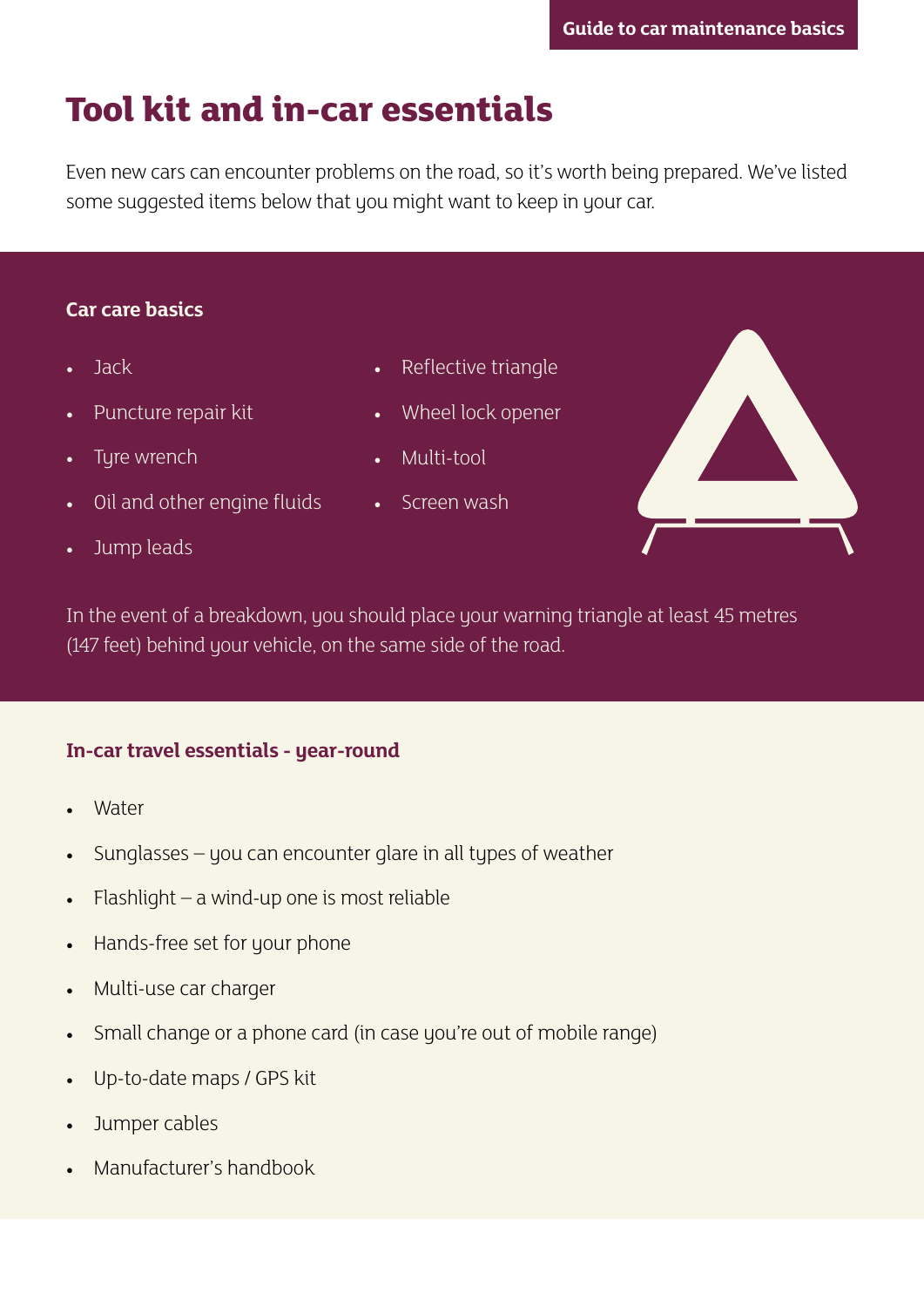# Tool kit and in-car essentials

Even new cars can encounter problems on the road, so it's worth being prepared. We've listed some suggested items below that you might want to keep in your car.

### Car care basics

- Jack
- Puncture repair kit
- Tyre wrench
- Oil and other engine fluids
- Jump leads
- Reflective triangle
- Wheel lock opener
- Multi-tool
- Screen wash

In the event of a breakdown, you should place your warning triangle at least 45 metres (147 feet) behind your vehicle, on the same side of the road.

### In-car travel essentials - year-round

- Water
- Sunglasses – you can encounter glare in all types of weather
- Flashlight – a wind-up one is most reliable
- Hands-free set for your phone
- Multi-use car charger
- Small change or a phone card (in case you're out of mobile range)
- Up-to-date maps / GPS kit
- Jumper cables
- Manufacturer's handbook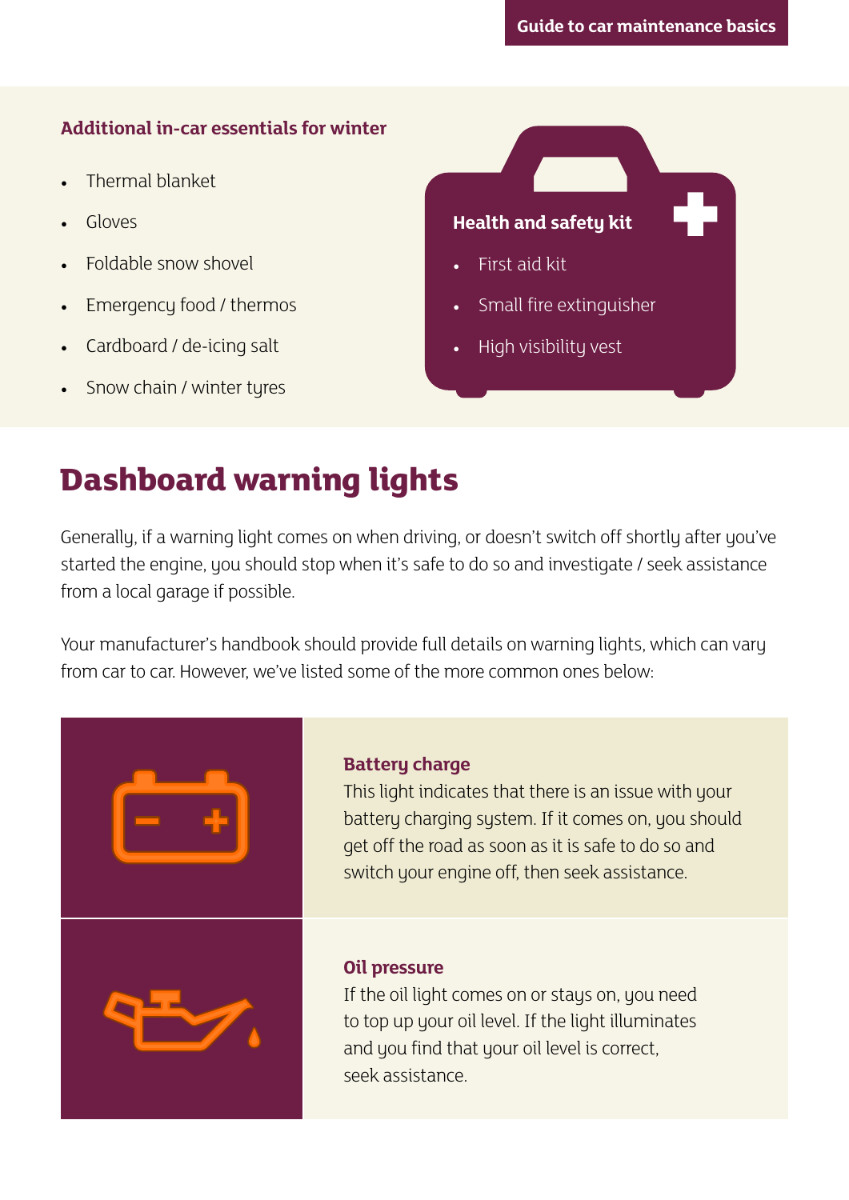### Additional in-car essentials for winter

- Thermal blanket
- Gloves
- Foldable snow shovel
- Emergency food / thermos
- Cardboard / de-icing salt
- Snow chain / winter tyres

### Health and safety kit

- First aid kit
- Small fire extinguisher
- High visibility vest

## Dashboard warning lights

Generally, if a warning light comes on when driving, or doesn't switch off shortly after you've started the engine, you should stop when it's safe to do so and investigate / seek assistance from a local garage if possible.

Your manufacturer's handbook should provide full details on warning lights, which can vary from car to car. However, we've listed some of the more common ones below:

**Battery charge**
This light indicates that there is an issue with your battery charging system. If it comes on, you should get off the road as soon as it is safe to do so and switch your engine off, then seek assistance.

**Oil pressure**
If the oil light comes on or stays on, you need to top up your oil level. If the light illuminates and you find that your oil level is correct, seek assistance.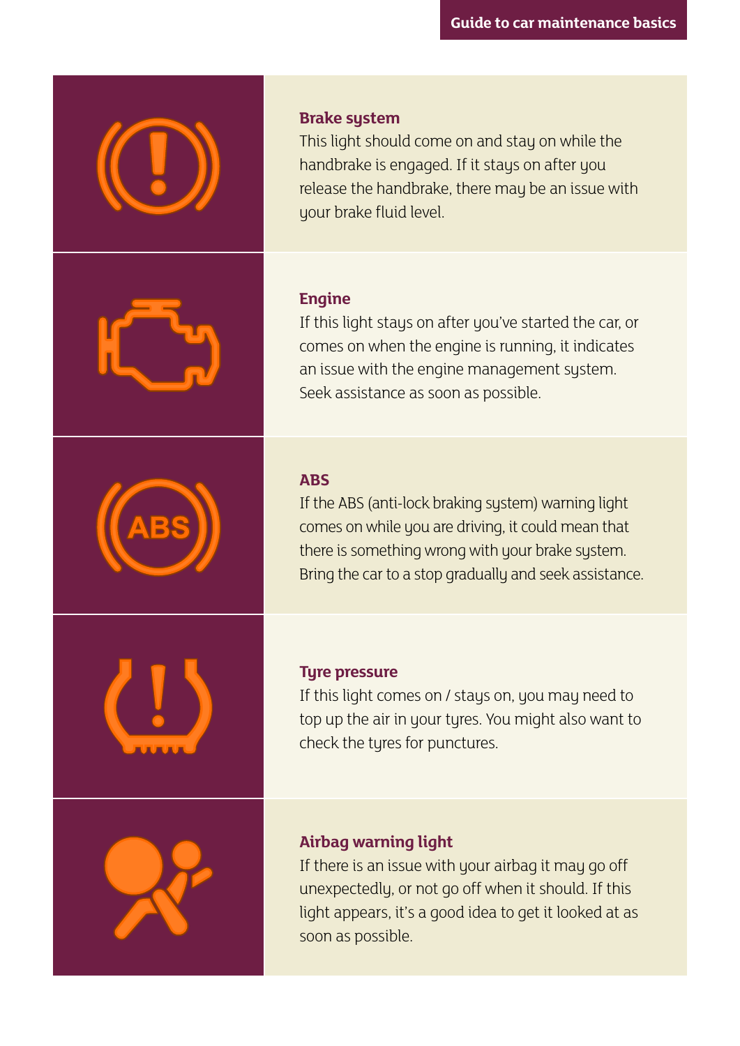### Brake system

This light should come on and stay on while the handbrake is engaged. If it stays on after you release the handbrake, there may be an issue with your brake fluid level.

### Engine

If this light stays on after you've started the car, or comes on when the engine is running, it indicates an issue with the engine management system. Seek assistance as soon as possible.

### ABS

If the ABS (anti-lock braking system) warning light comes on while you are driving, it could mean that there is something wrong with your brake system. Bring the car to a stop gradually and seek assistance.

### Tyre pressure

If this light comes on / stays on, you may need to top up the air in your tyres. You might also want to check the tyres for punctures.

### Airbag warning light

If there is an issue with your airbag it may go off unexpectedly, or not go off when it should. If this light appears, it's a good idea to get it looked at as soon as possible.